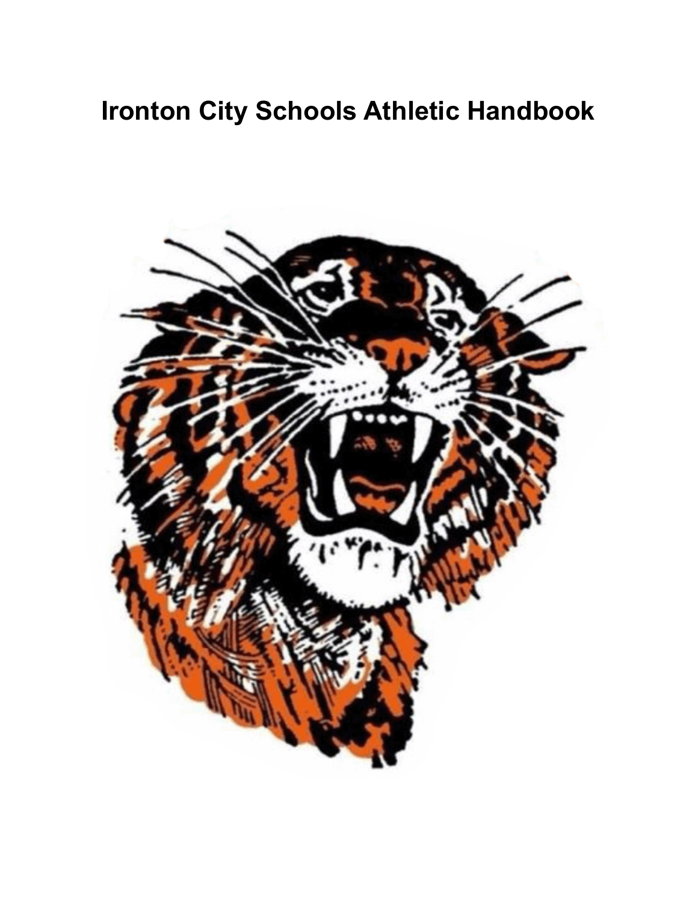# Ironton City Schools Athletic Handbook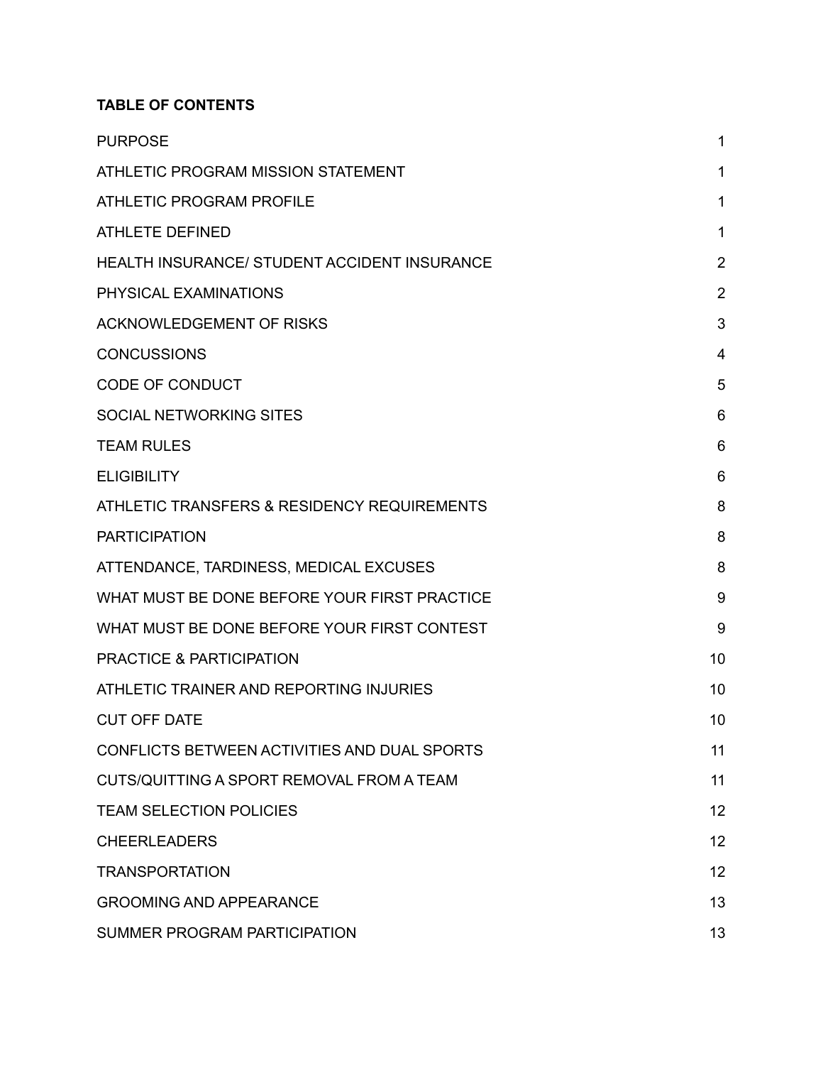**TABLE OF CONTENTS**

| | |
|---|---|
| PURPOSE | 1 |
| ATHLETIC PROGRAM MISSION STATEMENT | 1 |
| ATHLETIC PROGRAM PROFILE | 1 |
| ATHLETE DEFINED | 1 |
| HEALTH INSURANCE/ STUDENT ACCIDENT INSURANCE | 2 |
| PHYSICAL EXAMINATIONS | 2 |
| ACKNOWLEDGEMENT OF RISKS | 3 |
| CONCUSSIONS | 4 |
| CODE OF CONDUCT | 5 |
| SOCIAL NETWORKING SITES | 6 |
| TEAM RULES | 6 |
| ELIGIBILITY | 6 |
| ATHLETIC TRANSFERS & RESIDENCY REQUIREMENTS | 8 |
| PARTICIPATION | 8 |
| ATTENDANCE, TARDINESS, MEDICAL EXCUSES | 8 |
| WHAT MUST BE DONE BEFORE YOUR FIRST PRACTICE | 9 |
| WHAT MUST BE DONE BEFORE YOUR FIRST CONTEST | 9 |
| PRACTICE & PARTICIPATION | 10 |
| ATHLETIC TRAINER AND REPORTING INJURIES | 10 |
| CUT OFF DATE | 10 |
| CONFLICTS BETWEEN ACTIVITIES AND DUAL SPORTS | 11 |
| CUTS/QUITTING A SPORT REMOVAL FROM A TEAM | 11 |
| TEAM SELECTION POLICIES | 12 |
| CHEERLEADERS | 12 |
| TRANSPORTATION | 12 |
| GROOMING AND APPEARANCE | 13 |
| SUMMER PROGRAM PARTICIPATION | 13 |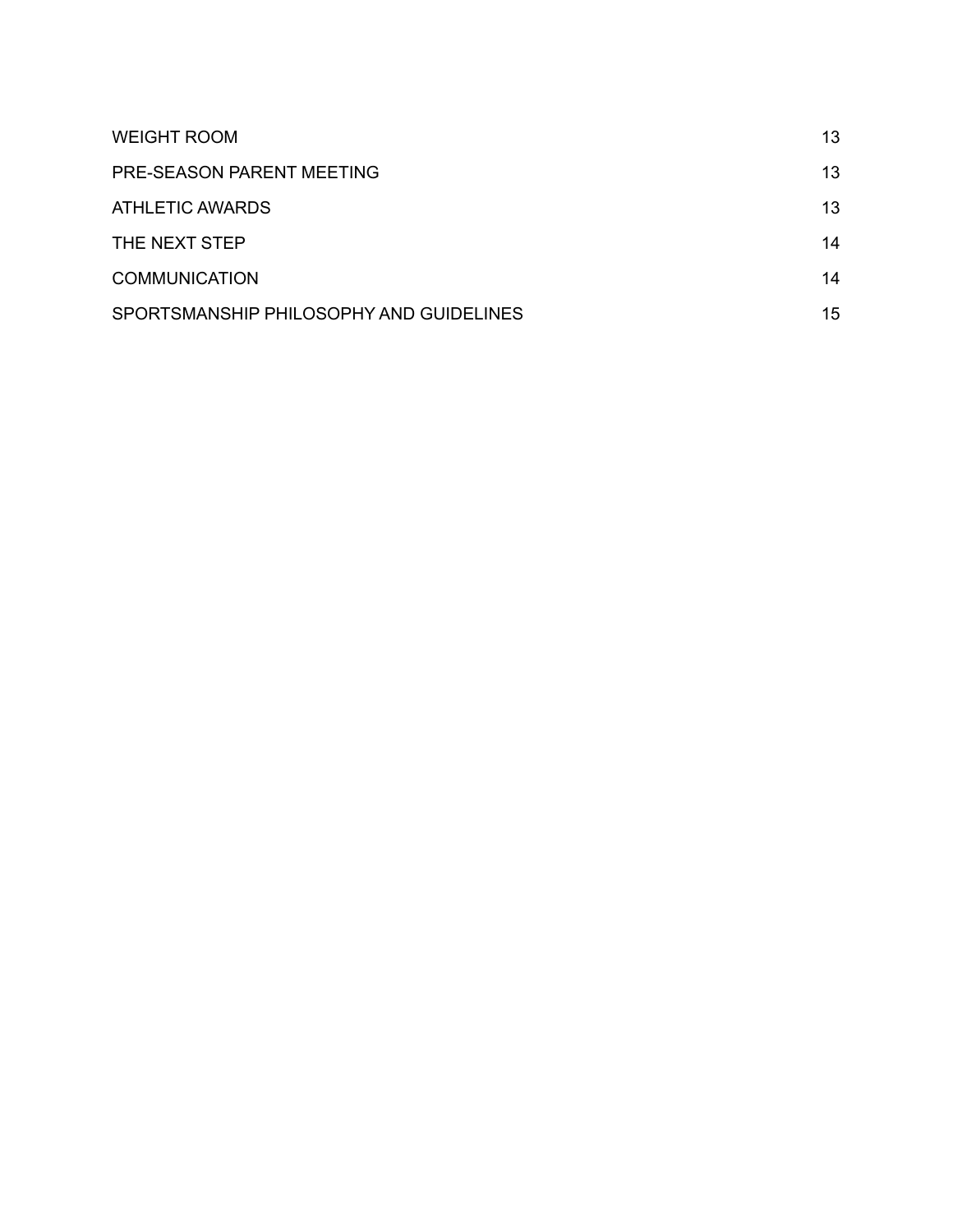| | |
|---|---|
| WEIGHT ROOM | 13 |
| PRE-SEASON PARENT MEETING | 13 |
| ATHLETIC AWARDS | 13 |
| THE NEXT STEP | 14 |
| COMMUNICATION | 14 |
| SPORTSMANSHIP PHILOSOPHY AND GUIDELINES | 15 |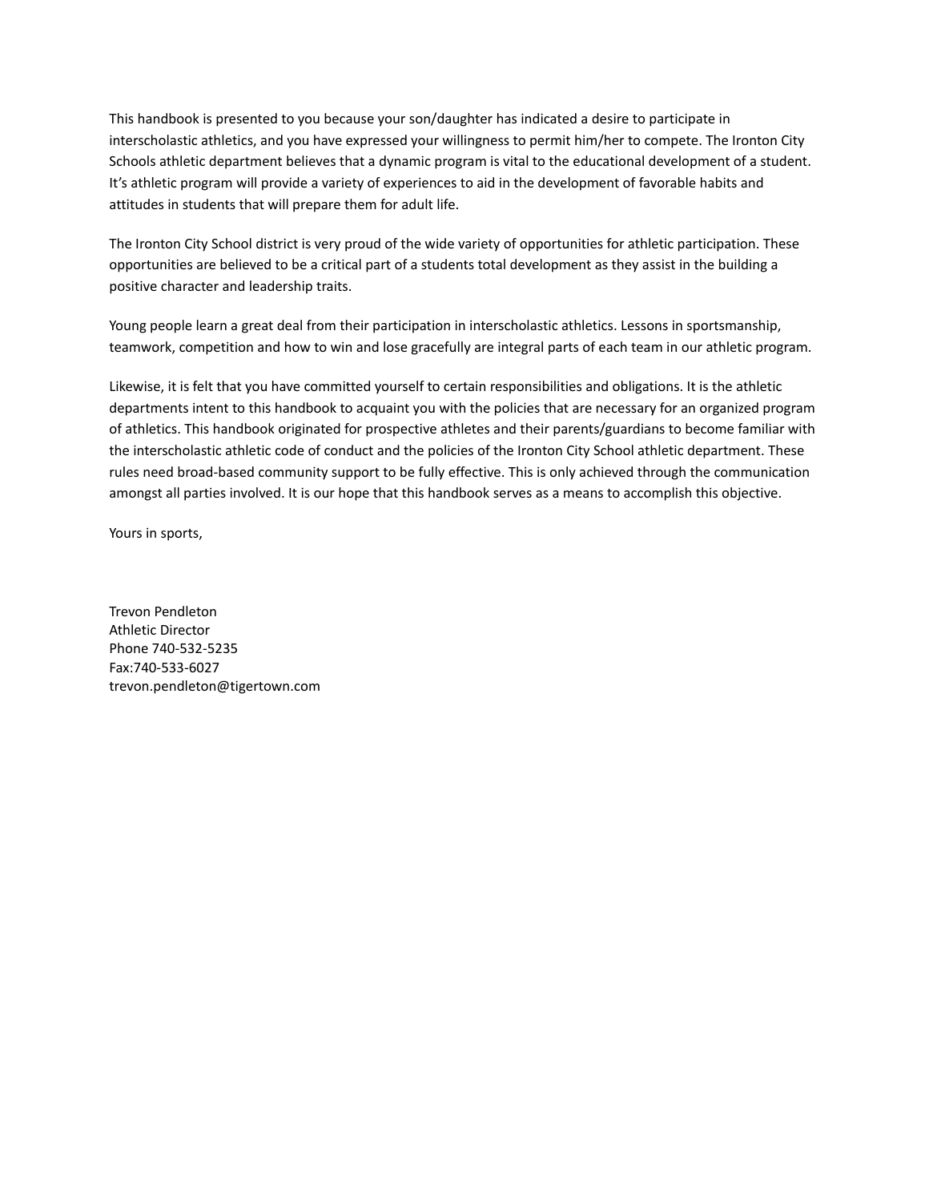This handbook is presented to you because your son/daughter has indicated a desire to participate in interscholastic athletics, and you have expressed your willingness to permit him/her to compete. The Ironton City Schools athletic department believes that a dynamic program is vital to the educational development of a student. It's athletic program will provide a variety of experiences to aid in the development of favorable habits and attitudes in students that will prepare them for adult life.

The Ironton City School district is very proud of the wide variety of opportunities for athletic participation. These opportunities are believed to be a critical part of a students total development as they assist in the building a positive character and leadership traits.

Young people learn a great deal from their participation in interscholastic athletics. Lessons in sportsmanship, teamwork, competition and how to win and lose gracefully are integral parts of each team in our athletic program.

Likewise, it is felt that you have committed yourself to certain responsibilities and obligations. It is the athletic departments intent to this handbook to acquaint you with the policies that are necessary for an organized program of athletics. This handbook originated for prospective athletes and their parents/guardians to become familiar with the interscholastic athletic code of conduct and the policies of the Ironton City School athletic department. These rules need broad-based community support to be fully effective. This is only achieved through the communication amongst all parties involved. It is our hope that this handbook serves as a means to accomplish this objective.

Yours in sports,

Trevon Pendleton
Athletic Director
Phone 740-532-5235
Fax:740-533-6027
trevon.pendleton@tigertown.com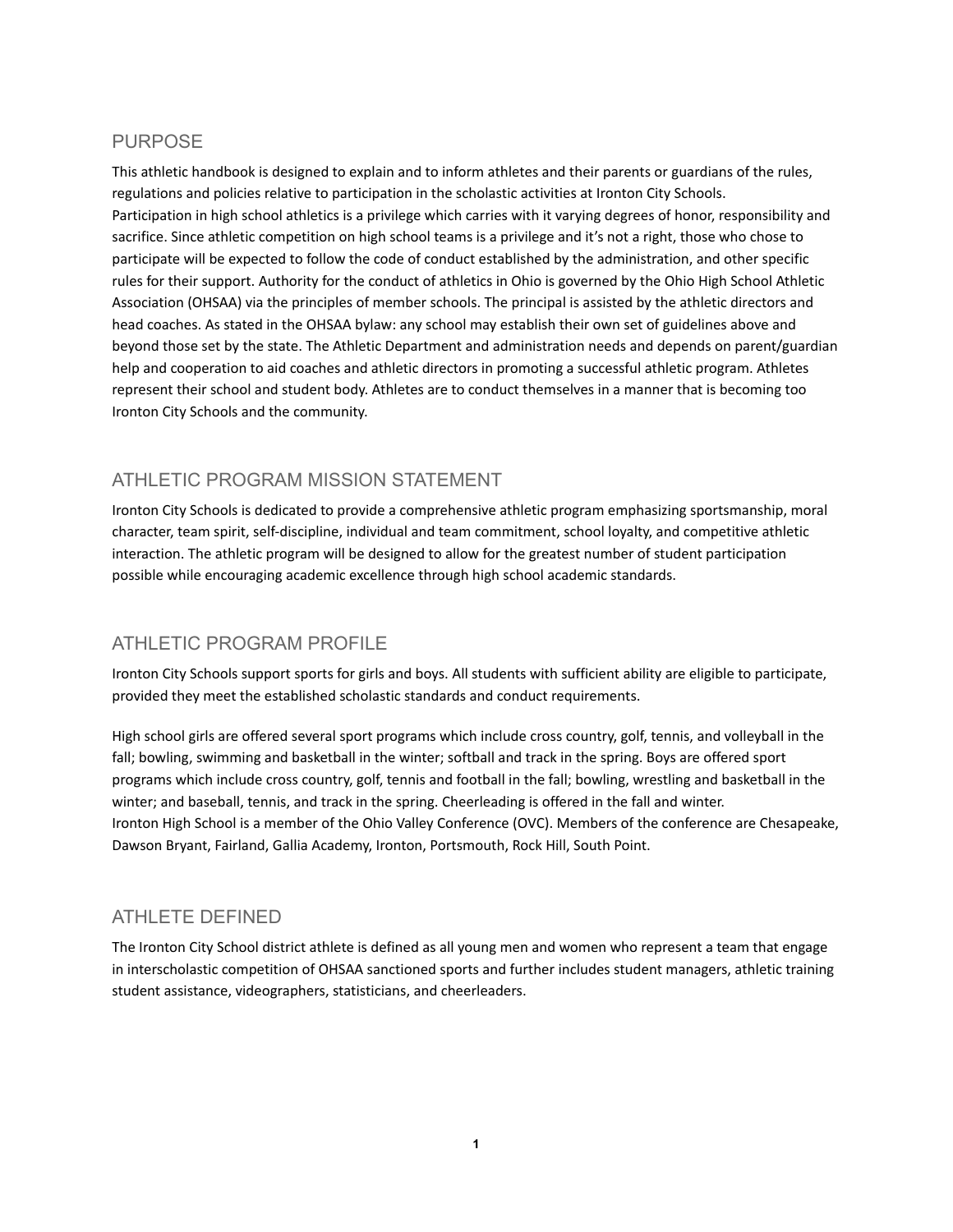## PURPOSE

This athletic handbook is designed to explain and to inform athletes and their parents or guardians of the rules, regulations and policies relative to participation in the scholastic activities at Ironton City Schools. Participation in high school athletics is a privilege which carries with it varying degrees of honor, responsibility and sacrifice. Since athletic competition on high school teams is a privilege and it's not a right, those who chose to participate will be expected to follow the code of conduct established by the administration, and other specific rules for their support. Authority for the conduct of athletics in Ohio is governed by the Ohio High School Athletic Association (OHSAA) via the principles of member schools. The principal is assisted by the athletic directors and head coaches. As stated in the OHSAA bylaw: any school may establish their own set of guidelines above and beyond those set by the state. The Athletic Department and administration needs and depends on parent/guardian help and cooperation to aid coaches and athletic directors in promoting a successful athletic program. Athletes represent their school and student body. Athletes are to conduct themselves in a manner that is becoming too Ironton City Schools and the community.

## ATHLETIC PROGRAM MISSION STATEMENT

Ironton City Schools is dedicated to provide a comprehensive athletic program emphasizing sportsmanship, moral character, team spirit, self-discipline, individual and team commitment, school loyalty, and competitive athletic interaction. The athletic program will be designed to allow for the greatest number of student participation possible while encouraging academic excellence through high school academic standards.

## ATHLETIC PROGRAM PROFILE

Ironton City Schools support sports for girls and boys. All students with sufficient ability are eligible to participate, provided they meet the established scholastic standards and conduct requirements.

High school girls are offered several sport programs which include cross country, golf, tennis, and volleyball in the fall; bowling, swimming and basketball in the winter; softball and track in the spring. Boys are offered sport programs which include cross country, golf, tennis and football in the fall; bowling, wrestling and basketball in the winter; and baseball, tennis, and track in the spring. Cheerleading is offered in the fall and winter. Ironton High School is a member of the Ohio Valley Conference (OVC). Members of the conference are Chesapeake, Dawson Bryant, Fairland, Gallia Academy, Ironton, Portsmouth, Rock Hill, South Point.

## ATHLETE DEFINED

The Ironton City School district athlete is defined as all young men and women who represent a team that engage in interscholastic competition of OHSAA sanctioned sports and further includes student managers, athletic training student assistance, videographers, statisticians, and cheerleaders.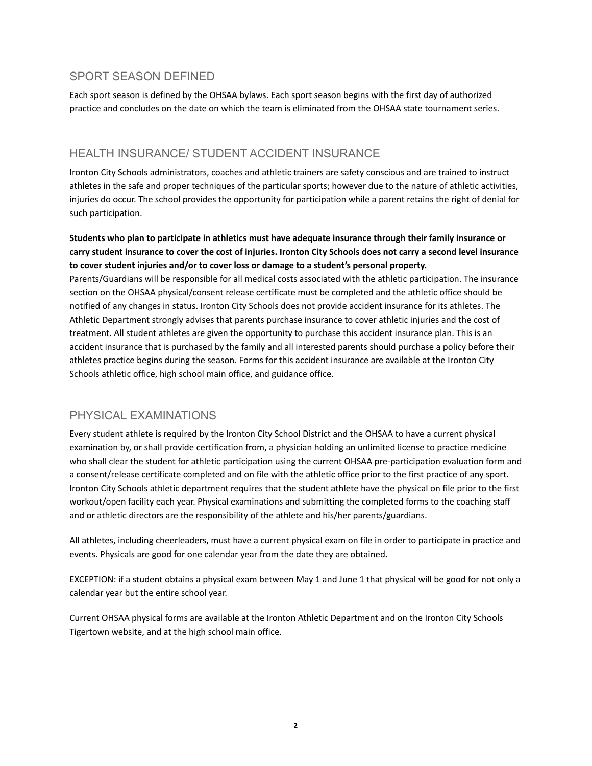## SPORT SEASON DEFINED

Each sport season is defined by the OHSAA bylaws. Each sport season begins with the first day of authorized practice and concludes on the date on which the team is eliminated from the OHSAA state tournament series.

## HEALTH INSURANCE/ STUDENT ACCIDENT INSURANCE

Ironton City Schools administrators, coaches and athletic trainers are safety conscious and are trained to instruct athletes in the safe and proper techniques of the particular sports; however due to the nature of athletic activities, injuries do occur. The school provides the opportunity for participation while a parent retains the right of denial for such participation.

**Students who plan to participate in athletics must have adequate insurance through their family insurance or carry student insurance to cover the cost of injuries. Ironton City Schools does not carry a second level insurance to cover student injuries and/or to cover loss or damage to a student's personal property.**
Parents/Guardians will be responsible for all medical costs associated with the athletic participation. The insurance section on the OHSAA physical/consent release certificate must be completed and the athletic office should be notified of any changes in status. Ironton City Schools does not provide accident insurance for its athletes. The Athletic Department strongly advises that parents purchase insurance to cover athletic injuries and the cost of treatment. All student athletes are given the opportunity to purchase this accident insurance plan. This is an accident insurance that is purchased by the family and all interested parents should purchase a policy before their athletes practice begins during the season. Forms for this accident insurance are available at the Ironton City Schools athletic office, high school main office, and guidance office.

## PHYSICAL EXAMINATIONS

Every student athlete is required by the Ironton City School District and the OHSAA to have a current physical examination by, or shall provide certification from, a physician holding an unlimited license to practice medicine who shall clear the student for athletic participation using the current OHSAA pre-participation evaluation form and a consent/release certificate completed and on file with the athletic office prior to the first practice of any sport. Ironton City Schools athletic department requires that the student athlete have the physical on file prior to the first workout/open facility each year. Physical examinations and submitting the completed forms to the coaching staff and or athletic directors are the responsibility of the athlete and his/her parents/guardians.

All athletes, including cheerleaders, must have a current physical exam on file in order to participate in practice and events. Physicals are good for one calendar year from the date they are obtained.

EXCEPTION: if a student obtains a physical exam between May 1 and June 1 that physical will be good for not only a calendar year but the entire school year.

Current OHSAA physical forms are available at the Ironton Athletic Department and on the Ironton City Schools Tigertown website, and at the high school main office.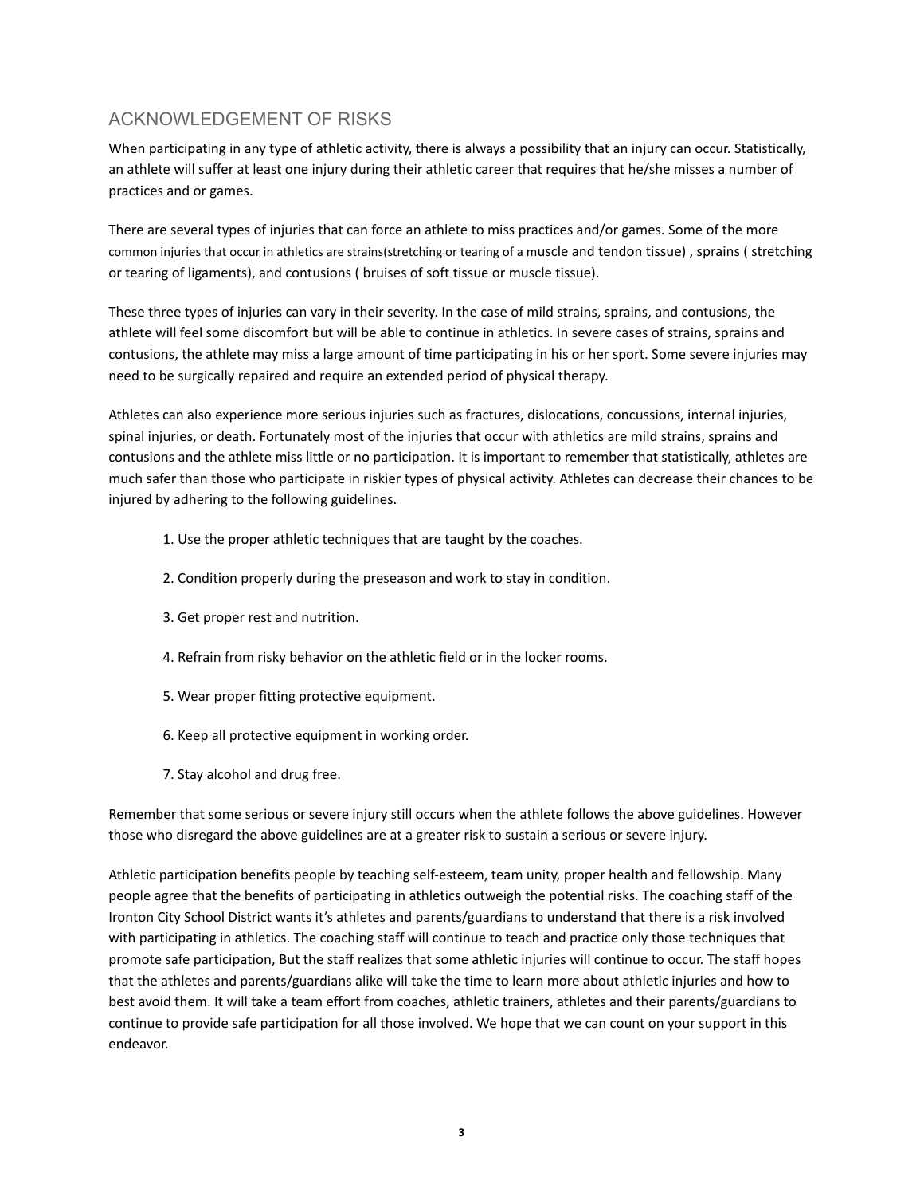## ACKNOWLEDGEMENT OF RISKS

When participating in any type of athletic activity, there is always a possibility that an injury can occur. Statistically, an athlete will suffer at least one injury during their athletic career that requires that he/she misses a number of practices and or games.

There are several types of injuries that can force an athlete to miss practices and/or games. Some of the more common injuries that occur in athletics are strains(stretching or tearing of a muscle and tendon tissue) , sprains ( stretching or tearing of ligaments), and contusions ( bruises of soft tissue or muscle tissue).

These three types of injuries can vary in their severity. In the case of mild strains, sprains, and contusions, the athlete will feel some discomfort but will be able to continue in athletics. In severe cases of strains, sprains and contusions, the athlete may miss a large amount of time participating in his or her sport. Some severe injuries may need to be surgically repaired and require an extended period of physical therapy.

Athletes can also experience more serious injuries such as fractures, dislocations, concussions, internal injuries, spinal injuries, or death. Fortunately most of the injuries that occur with athletics are mild strains, sprains and contusions and the athlete miss little or no participation. It is important to remember that statistically, athletes are much safer than those who participate in riskier types of physical activity. Athletes can decrease their chances to be injured by adhering to the following guidelines.

1. Use the proper athletic techniques that are taught by the coaches.
2. Condition properly during the preseason and work to stay in condition.
3. Get proper rest and nutrition.
4. Refrain from risky behavior on the athletic field or in the locker rooms.
5. Wear proper fitting protective equipment.
6. Keep all protective equipment in working order.
7. Stay alcohol and drug free.

Remember that some serious or severe injury still occurs when the athlete follows the above guidelines. However those who disregard the above guidelines are at a greater risk to sustain a serious or severe injury.

Athletic participation benefits people by teaching self-esteem, team unity, proper health and fellowship. Many people agree that the benefits of participating in athletics outweigh the potential risks. The coaching staff of the Ironton City School District wants it's athletes and parents/guardians to understand that there is a risk involved with participating in athletics. The coaching staff will continue to teach and practice only those techniques that promote safe participation, But the staff realizes that some athletic injuries will continue to occur. The staff hopes that the athletes and parents/guardians alike will take the time to learn more about athletic injuries and how to best avoid them. It will take a team effort from coaches, athletic trainers, athletes and their parents/guardians to continue to provide safe participation for all those involved. We hope that we can count on your support in this endeavor.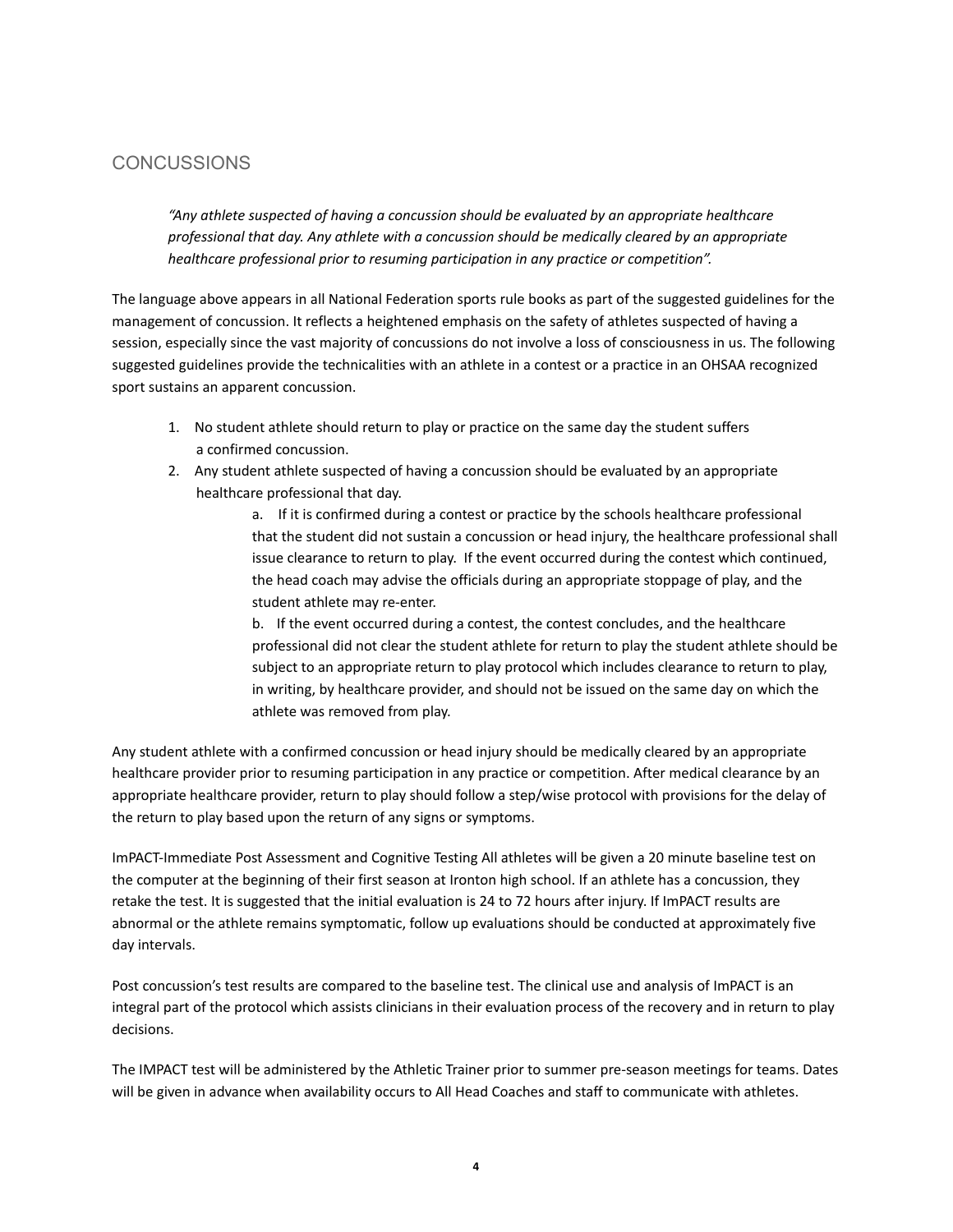## CONCUSSIONS

> *"Any athlete suspected of having a concussion should be evaluated by an appropriate healthcare professional that day. Any athlete with a concussion should be medically cleared by an appropriate healthcare professional prior to resuming participation in any practice or competition".*

The language above appears in all National Federation sports rule books as part of the suggested guidelines for the management of concussion. It reflects a heightened emphasis on the safety of athletes suspected of having a session, especially since the vast majority of concussions do not involve a loss of consciousness in us. The following suggested guidelines provide the technicalities with an athlete in a contest or a practice in an OHSAA recognized sport sustains an apparent concussion.

1. No student athlete should return to play or practice on the same day the student suffers a confirmed concussion.
2. Any student athlete suspected of having a concussion should be evaluated by an appropriate healthcare professional that day.
    a. If it is confirmed during a contest or practice by the schools healthcare professional that the student did not sustain a concussion or head injury, the healthcare professional shall issue clearance to return to play. If the event occurred during the contest which continued, the head coach may advise the officials during an appropriate stoppage of play, and the student athlete may re-enter.
    b. If the event occurred during a contest, the contest concludes, and the healthcare professional did not clear the student athlete for return to play the student athlete should be subject to an appropriate return to play protocol which includes clearance to return to play, in writing, by healthcare provider, and should not be issued on the same day on which the athlete was removed from play.

Any student athlete with a confirmed concussion or head injury should be medically cleared by an appropriate healthcare provider prior to resuming participation in any practice or competition. After medical clearance by an appropriate healthcare provider, return to play should follow a step/wise protocol with provisions for the delay of the return to play based upon the return of any signs or symptoms.

ImPACT-Immediate Post Assessment and Cognitive Testing All athletes will be given a 20 minute baseline test on the computer at the beginning of their first season at Ironton high school. If an athlete has a concussion, they retake the test. It is suggested that the initial evaluation is 24 to 72 hours after injury. If ImPACT results are abnormal or the athlete remains symptomatic, follow up evaluations should be conducted at approximately five day intervals.

Post concussion's test results are compared to the baseline test. The clinical use and analysis of ImPACT is an integral part of the protocol which assists clinicians in their evaluation process of the recovery and in return to play decisions.

The IMPACT test will be administered by the Athletic Trainer prior to summer pre-season meetings for teams. Dates will be given in advance when availability occurs to All Head Coaches and staff to communicate with athletes.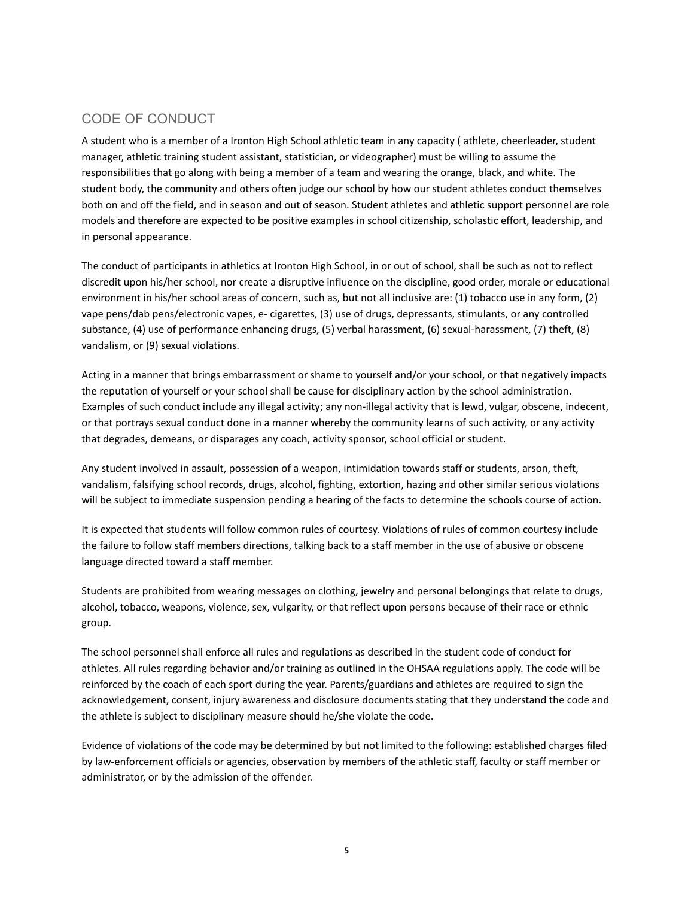## CODE OF CONDUCT

A student who is a member of a Ironton High School athletic team in any capacity ( athlete, cheerleader, student manager, athletic training student assistant, statistician, or videographer) must be willing to assume the responsibilities that go along with being a member of a team and wearing the orange, black, and white. The student body, the community and others often judge our school by how our student athletes conduct themselves both on and off the field, and in season and out of season. Student athletes and athletic support personnel are role models and therefore are expected to be positive examples in school citizenship, scholastic effort, leadership, and in personal appearance.

The conduct of participants in athletics at Ironton High School, in or out of school, shall be such as not to reflect discredit upon his/her school, nor create a disruptive influence on the discipline, good order, morale or educational environment in his/her school areas of concern, such as, but not all inclusive are: (1) tobacco use in any form, (2) vape pens/dab pens/electronic vapes, e- cigarettes, (3) use of drugs, depressants, stimulants, or any controlled substance, (4) use of performance enhancing drugs, (5) verbal harassment, (6) sexual-harassment, (7) theft, (8) vandalism, or (9) sexual violations.

Acting in a manner that brings embarrassment or shame to yourself and/or your school, or that negatively impacts the reputation of yourself or your school shall be cause for disciplinary action by the school administration. Examples of such conduct include any illegal activity; any non-illegal activity that is lewd, vulgar, obscene, indecent, or that portrays sexual conduct done in a manner whereby the community learns of such activity, or any activity that degrades, demeans, or disparages any coach, activity sponsor, school official or student.

Any student involved in assault, possession of a weapon, intimidation towards staff or students, arson, theft, vandalism, falsifying school records, drugs, alcohol, fighting, extortion, hazing and other similar serious violations will be subject to immediate suspension pending a hearing of the facts to determine the schools course of action.

It is expected that students will follow common rules of courtesy. Violations of rules of common courtesy include the failure to follow staff members directions, talking back to a staff member in the use of abusive or obscene language directed toward a staff member.

Students are prohibited from wearing messages on clothing, jewelry and personal belongings that relate to drugs, alcohol, tobacco, weapons, violence, sex, vulgarity, or that reflect upon persons because of their race or ethnic group.

The school personnel shall enforce all rules and regulations as described in the student code of conduct for athletes. All rules regarding behavior and/or training as outlined in the OHSAA regulations apply. The code will be reinforced by the coach of each sport during the year. Parents/guardians and athletes are required to sign the acknowledgement, consent, injury awareness and disclosure documents stating that they understand the code and the athlete is subject to disciplinary measure should he/she violate the code.

Evidence of violations of the code may be determined by but not limited to the following: established charges filed by law-enforcement officials or agencies, observation by members of the athletic staff, faculty or staff member or administrator, or by the admission of the offender.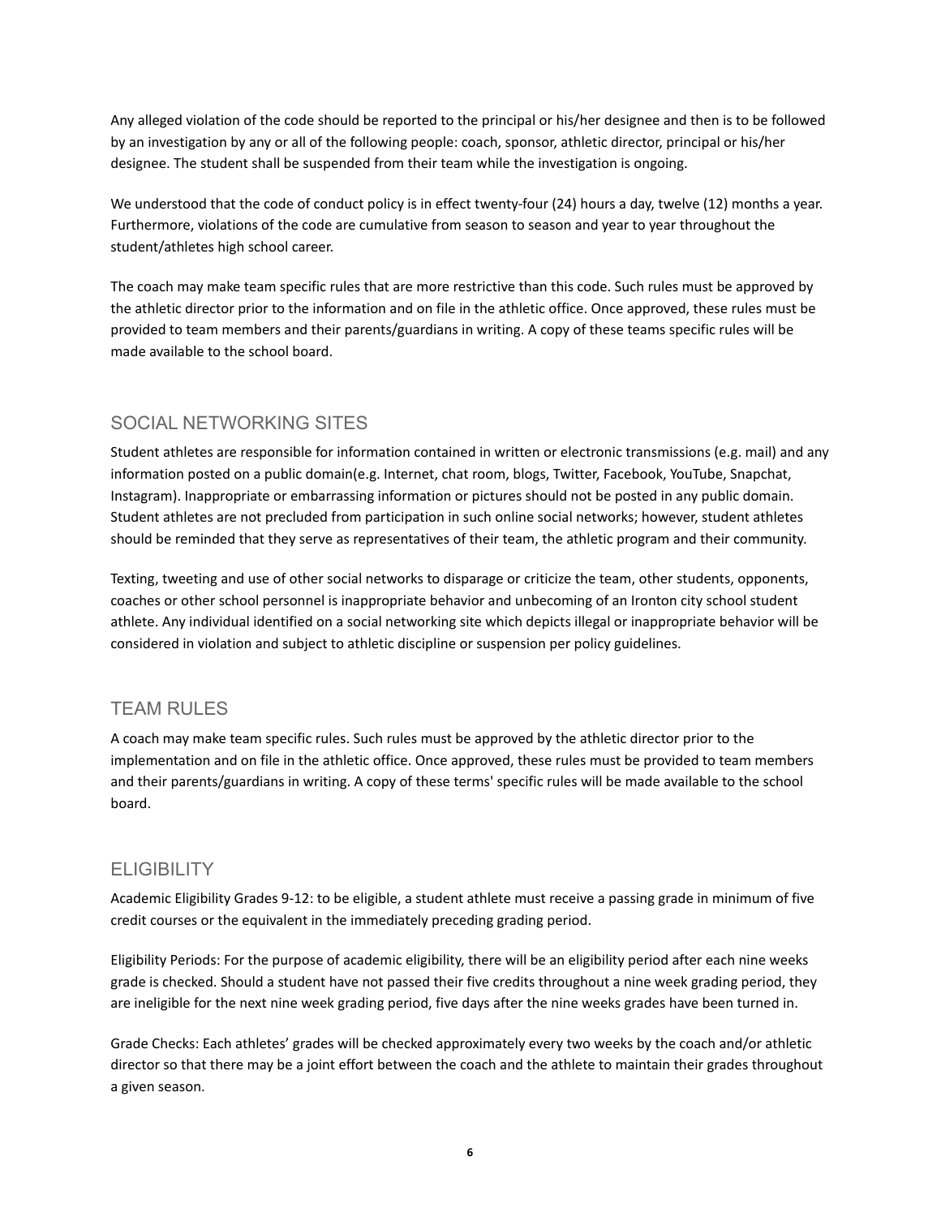Any alleged violation of the code should be reported to the principal or his/her designee and then is to be followed by an investigation by any or all of the following people: coach, sponsor, athletic director, principal or his/her designee. The student shall be suspended from their team while the investigation is ongoing.

We understood that the code of conduct policy is in effect twenty-four (24) hours a day, twelve (12) months a year. Furthermore, violations of the code are cumulative from season to season and year to year throughout the student/athletes high school career.

The coach may make team specific rules that are more restrictive than this code. Such rules must be approved by the athletic director prior to the information and on file in the athletic office. Once approved, these rules must be provided to team members and their parents/guardians in writing. A copy of these teams specific rules will be made available to the school board.

## SOCIAL NETWORKING SITES

Student athletes are responsible for information contained in written or electronic transmissions (e.g. mail) and any information posted on a public domain(e.g. Internet, chat room, blogs, Twitter, Facebook, YouTube, Snapchat, Instagram). Inappropriate or embarrassing information or pictures should not be posted in any public domain. Student athletes are not precluded from participation in such online social networks; however, student athletes should be reminded that they serve as representatives of their team, the athletic program and their community.

Texting, tweeting and use of other social networks to disparage or criticize the team, other students, opponents, coaches or other school personnel is inappropriate behavior and unbecoming of an Ironton city school student athlete. Any individual identified on a social networking site which depicts illegal or inappropriate behavior will be considered in violation and subject to athletic discipline or suspension per policy guidelines.

## TEAM RULES

A coach may make team specific rules. Such rules must be approved by the athletic director prior to the implementation and on file in the athletic office. Once approved, these rules must be provided to team members and their parents/guardians in writing. A copy of these terms' specific rules will be made available to the school board.

## ELIGIBILITY

Academic Eligibility Grades 9-12: to be eligible, a student athlete must receive a passing grade in minimum of five credit courses or the equivalent in the immediately preceding grading period.

Eligibility Periods: For the purpose of academic eligibility, there will be an eligibility period after each nine weeks grade is checked. Should a student have not passed their five credits throughout a nine week grading period, they are ineligible for the next nine week grading period, five days after the nine weeks grades have been turned in.

Grade Checks: Each athletes' grades will be checked approximately every two weeks by the coach and/or athletic director so that there may be a joint effort between the coach and the athlete to maintain their grades throughout a given season.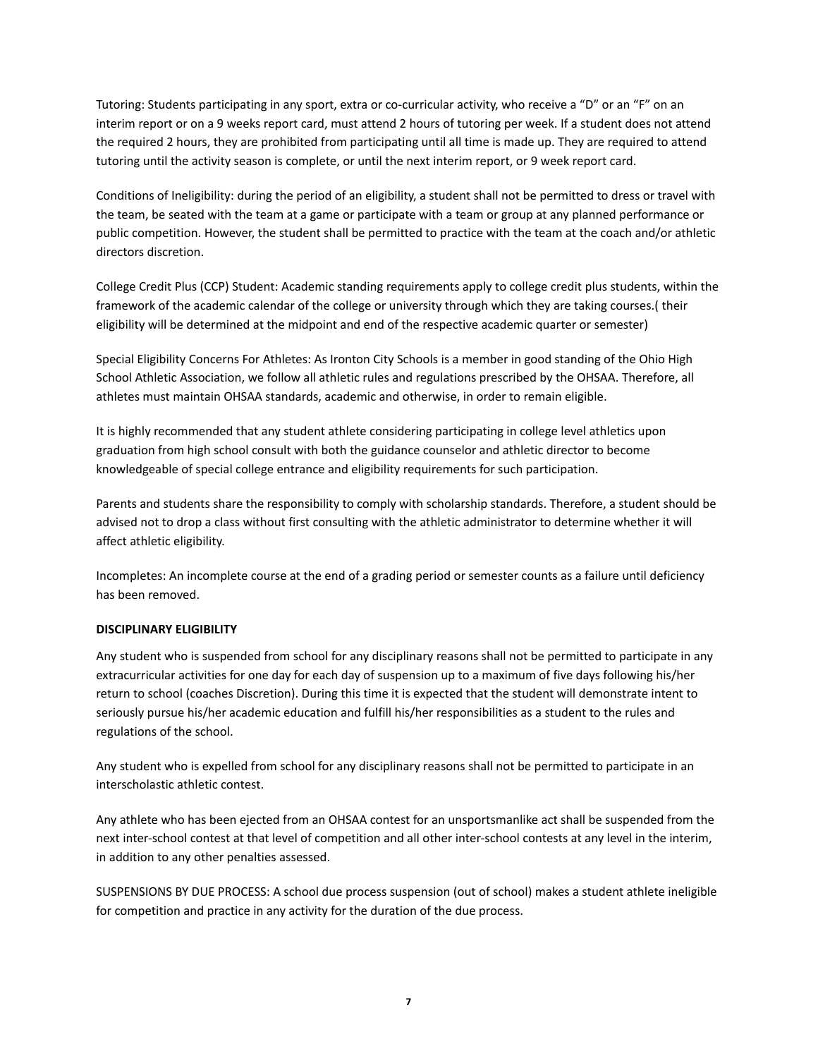Tutoring: Students participating in any sport, extra or co-curricular activity, who receive a "D" or an "F" on an interim report or on a 9 weeks report card, must attend 2 hours of tutoring per week. If a student does not attend the required 2 hours, they are prohibited from participating until all time is made up. They are required to attend tutoring until the activity season is complete, or until the next interim report, or 9 week report card.

Conditions of Ineligibility: during the period of an eligibility, a student shall not be permitted to dress or travel with the team, be seated with the team at a game or participate with a team or group at any planned performance or public competition. However, the student shall be permitted to practice with the team at the coach and/or athletic directors discretion.

College Credit Plus (CCP) Student: Academic standing requirements apply to college credit plus students, within the framework of the academic calendar of the college or university through which they are taking courses.( their eligibility will be determined at the midpoint and end of the respective academic quarter or semester)

Special Eligibility Concerns For Athletes: As Ironton City Schools is a member in good standing of the Ohio High School Athletic Association, we follow all athletic rules and regulations prescribed by the OHSAA. Therefore, all athletes must maintain OHSAA standards, academic and otherwise, in order to remain eligible.

It is highly recommended that any student athlete considering participating in college level athletics upon graduation from high school consult with both the guidance counselor and athletic director to become knowledgeable of special college entrance and eligibility requirements for such participation.

Parents and students share the responsibility to comply with scholarship standards. Therefore, a student should be advised not to drop a class without first consulting with the athletic administrator to determine whether it will affect athletic eligibility.

Incompletes: An incomplete course at the end of a grading period or semester counts as a failure until deficiency has been removed.

**DISCIPLINARY ELIGIBILITY**

Any student who is suspended from school for any disciplinary reasons shall not be permitted to participate in any extracurricular activities for one day for each day of suspension up to a maximum of five days following his/her return to school (coaches Discretion). During this time it is expected that the student will demonstrate intent to seriously pursue his/her academic education and fulfill his/her responsibilities as a student to the rules and regulations of the school.

Any student who is expelled from school for any disciplinary reasons shall not be permitted to participate in an interscholastic athletic contest.

Any athlete who has been ejected from an OHSAA contest for an unsportsmanlike act shall be suspended from the next inter-school contest at that level of competition and all other inter-school contests at any level in the interim, in addition to any other penalties assessed.

SUSPENSIONS BY DUE PROCESS: A school due process suspension (out of school) makes a student athlete ineligible for competition and practice in any activity for the duration of the due process.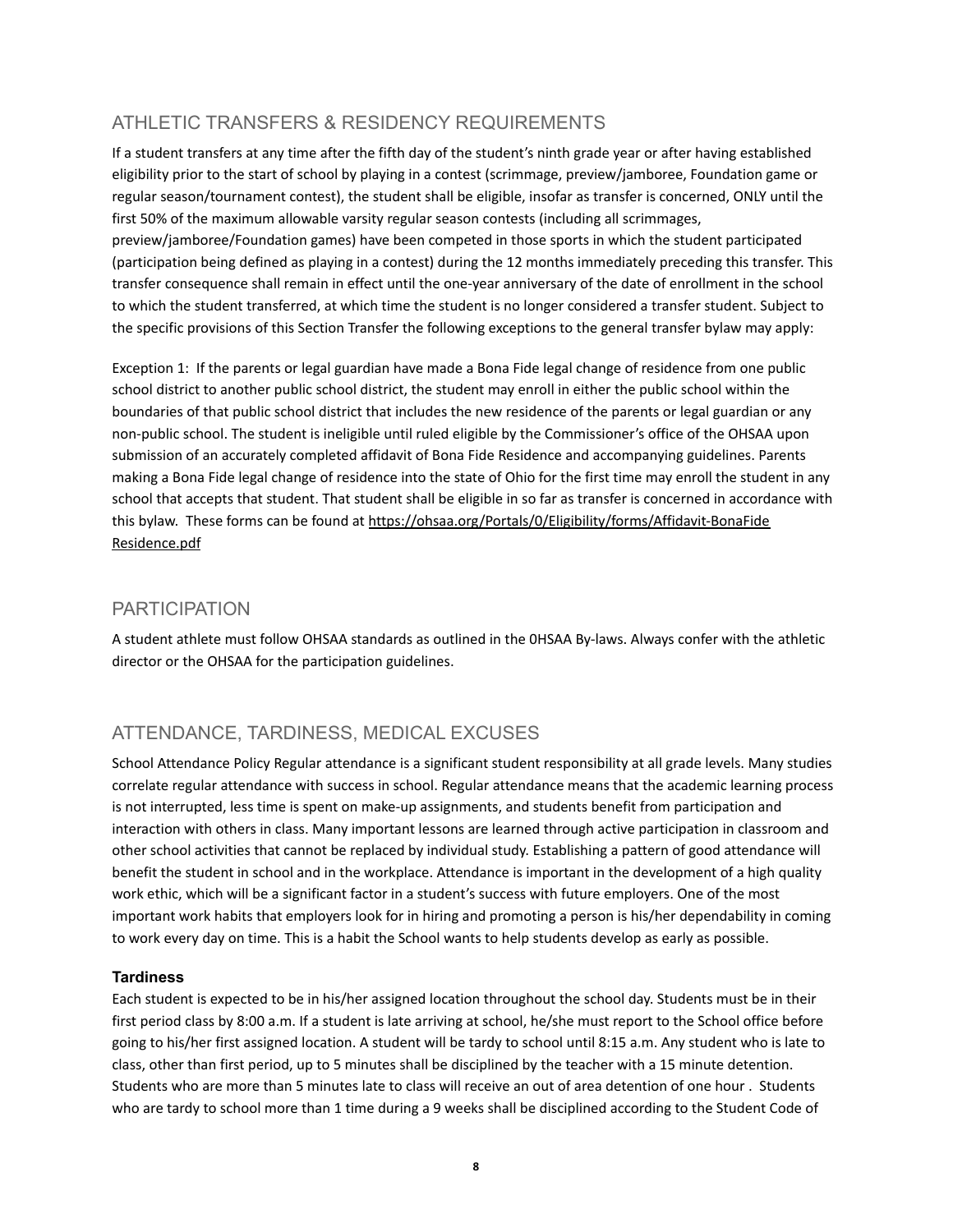## ATHLETIC TRANSFERS & RESIDENCY REQUIREMENTS

If a student transfers at any time after the fifth day of the student's ninth grade year or after having established eligibility prior to the start of school by playing in a contest (scrimmage, preview/jamboree, Foundation game or regular season/tournament contest), the student shall be eligible, insofar as transfer is concerned, ONLY until the first 50% of the maximum allowable varsity regular season contests (including all scrimmages, preview/jamboree/Foundation games) have been competed in those sports in which the student participated (participation being defined as playing in a contest) during the 12 months immediately preceding this transfer. This transfer consequence shall remain in effect until the one-year anniversary of the date of enrollment in the school to which the student transferred, at which time the student is no longer considered a transfer student. Subject to the specific provisions of this Section Transfer the following exceptions to the general transfer bylaw may apply:

Exception 1: If the parents or legal guardian have made a Bona Fide legal change of residence from one public school district to another public school district, the student may enroll in either the public school within the boundaries of that public school district that includes the new residence of the parents or legal guardian or any non-public school. The student is ineligible until ruled eligible by the Commissioner's office of the OHSAA upon submission of an accurately completed affidavit of Bona Fide Residence and accompanying guidelines. Parents making a Bona Fide legal change of residence into the state of Ohio for the first time may enroll the student in any school that accepts that student. That student shall be eligible in so far as transfer is concerned in accordance with this bylaw. These forms can be found at [https://ohsaa.org/Portals/0/Eligibility/forms/Affidavit-BonaFide Residence.pdf](https://ohsaa.org/Portals/0/Eligibility/forms/Affidavit-BonaFideResidence.pdf)

## PARTICIPATION

A student athlete must follow OHSAA standards as outlined in the 0HSAA By-laws. Always confer with the athletic director or the OHSAA for the participation guidelines.

## ATTENDANCE, TARDINESS, MEDICAL EXCUSES

School Attendance Policy Regular attendance is a significant student responsibility at all grade levels. Many studies correlate regular attendance with success in school. Regular attendance means that the academic learning process is not interrupted, less time is spent on make-up assignments, and students benefit from participation and interaction with others in class. Many important lessons are learned through active participation in classroom and other school activities that cannot be replaced by individual study. Establishing a pattern of good attendance will benefit the student in school and in the workplace. Attendance is important in the development of a high quality work ethic, which will be a significant factor in a student's success with future employers. One of the most important work habits that employers look for in hiring and promoting a person is his/her dependability in coming to work every day on time. This is a habit the School wants to help students develop as early as possible.

### Tardiness

Each student is expected to be in his/her assigned location throughout the school day. Students must be in their first period class by 8:00 a.m. If a student is late arriving at school, he/she must report to the School office before going to his/her first assigned location. A student will be tardy to school until 8:15 a.m. Any student who is late to class, other than first period, up to 5 minutes shall be disciplined by the teacher with a 15 minute detention. Students who are more than 5 minutes late to class will receive an out of area detention of one hour . Students who are tardy to school more than 1 time during a 9 weeks shall be disciplined according to the Student Code of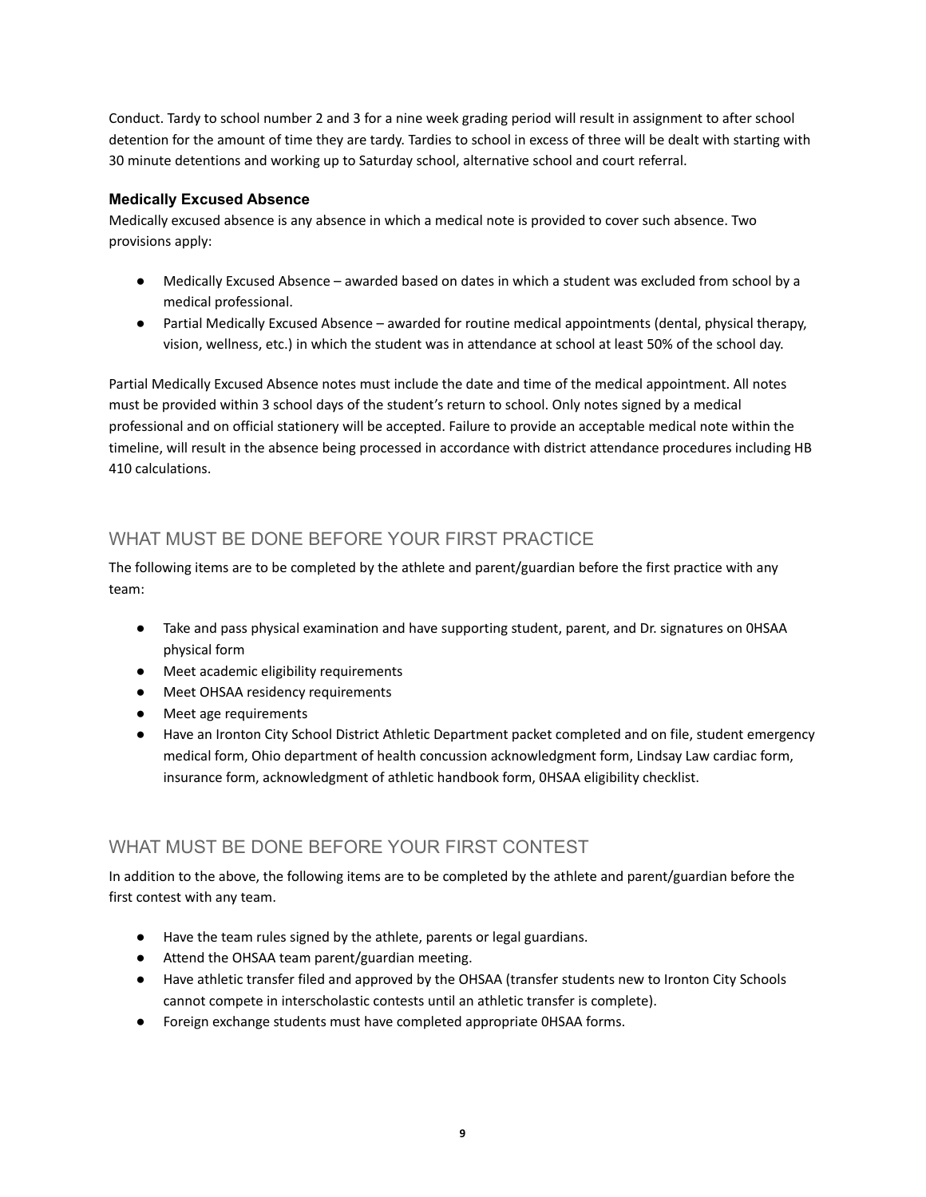Conduct. Tardy to school number 2 and 3 for a nine week grading period will result in assignment to after school detention for the amount of time they are tardy. Tardies to school in excess of three will be dealt with starting with 30 minute detentions and working up to Saturday school, alternative school and court referral.

### Medically Excused Absence

Medically excused absence is any absence in which a medical note is provided to cover such absence. Two provisions apply:

- Medically Excused Absence – awarded based on dates in which a student was excluded from school by a medical professional.
- Partial Medically Excused Absence – awarded for routine medical appointments (dental, physical therapy, vision, wellness, etc.) in which the student was in attendance at school at least 50% of the school day.

Partial Medically Excused Absence notes must include the date and time of the medical appointment. All notes must be provided within 3 school days of the student's return to school. Only notes signed by a medical professional and on official stationery will be accepted. Failure to provide an acceptable medical note within the timeline, will result in the absence being processed in accordance with district attendance procedures including HB 410 calculations.

## WHAT MUST BE DONE BEFORE YOUR FIRST PRACTICE

The following items are to be completed by the athlete and parent/guardian before the first practice with any team:

- Take and pass physical examination and have supporting student, parent, and Dr. signatures on 0HSAA physical form
- Meet academic eligibility requirements
- Meet OHSAA residency requirements
- Meet age requirements
- Have an Ironton City School District Athletic Department packet completed and on file, student emergency medical form, Ohio department of health concussion acknowledgment form, Lindsay Law cardiac form, insurance form, acknowledgment of athletic handbook form, 0HSAA eligibility checklist.

## WHAT MUST BE DONE BEFORE YOUR FIRST CONTEST

In addition to the above, the following items are to be completed by the athlete and parent/guardian before the first contest with any team.

- Have the team rules signed by the athlete, parents or legal guardians.
- Attend the OHSAA team parent/guardian meeting.
- Have athletic transfer filed and approved by the OHSAA (transfer students new to Ironton City Schools cannot compete in interscholastic contests until an athletic transfer is complete).
- Foreign exchange students must have completed appropriate 0HSAA forms.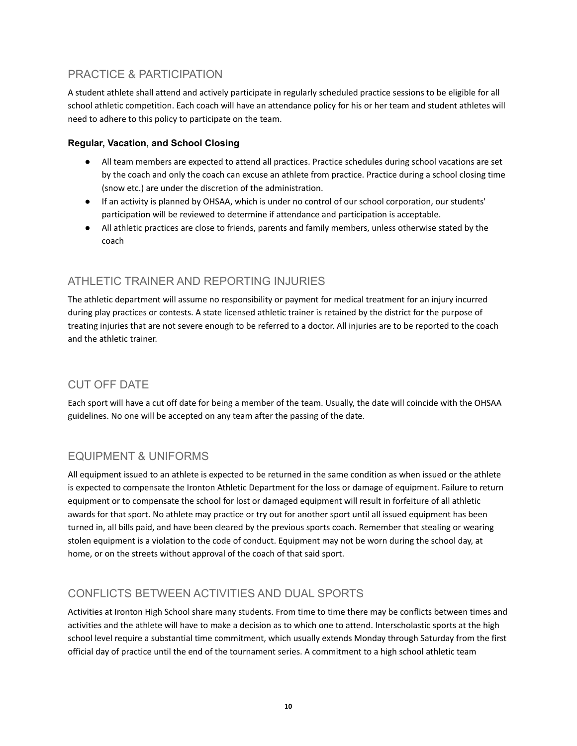## PRACTICE & PARTICIPATION

A student athlete shall attend and actively participate in regularly scheduled practice sessions to be eligible for all school athletic competition. Each coach will have an attendance policy for his or her team and student athletes will need to adhere to this policy to participate on the team.

### Regular, Vacation, and School Closing

- All team members are expected to attend all practices. Practice schedules during school vacations are set by the coach and only the coach can excuse an athlete from practice. Practice during a school closing time (snow etc.) are under the discretion of the administration.
- If an activity is planned by OHSAA, which is under no control of our school corporation, our students' participation will be reviewed to determine if attendance and participation is acceptable.
- All athletic practices are close to friends, parents and family members, unless otherwise stated by the coach

## ATHLETIC TRAINER AND REPORTING INJURIES

The athletic department will assume no responsibility or payment for medical treatment for an injury incurred during play practices or contests. A state licensed athletic trainer is retained by the district for the purpose of treating injuries that are not severe enough to be referred to a doctor. All injuries are to be reported to the coach and the athletic trainer.

## CUT OFF DATE

Each sport will have a cut off date for being a member of the team. Usually, the date will coincide with the OHSAA guidelines. No one will be accepted on any team after the passing of the date.

## EQUIPMENT & UNIFORMS

All equipment issued to an athlete is expected to be returned in the same condition as when issued or the athlete is expected to compensate the Ironton Athletic Department for the loss or damage of equipment. Failure to return equipment or to compensate the school for lost or damaged equipment will result in forfeiture of all athletic awards for that sport. No athlete may practice or try out for another sport until all issued equipment has been turned in, all bills paid, and have been cleared by the previous sports coach. Remember that stealing or wearing stolen equipment is a violation to the code of conduct. Equipment may not be worn during the school day, at home, or on the streets without approval of the coach of that said sport.

## CONFLICTS BETWEEN ACTIVITIES AND DUAL SPORTS

Activities at Ironton High School share many students. From time to time there may be conflicts between times and activities and the athlete will have to make a decision as to which one to attend. Interscholastic sports at the high school level require a substantial time commitment, which usually extends Monday through Saturday from the first official day of practice until the end of the tournament series. A commitment to a high school athletic team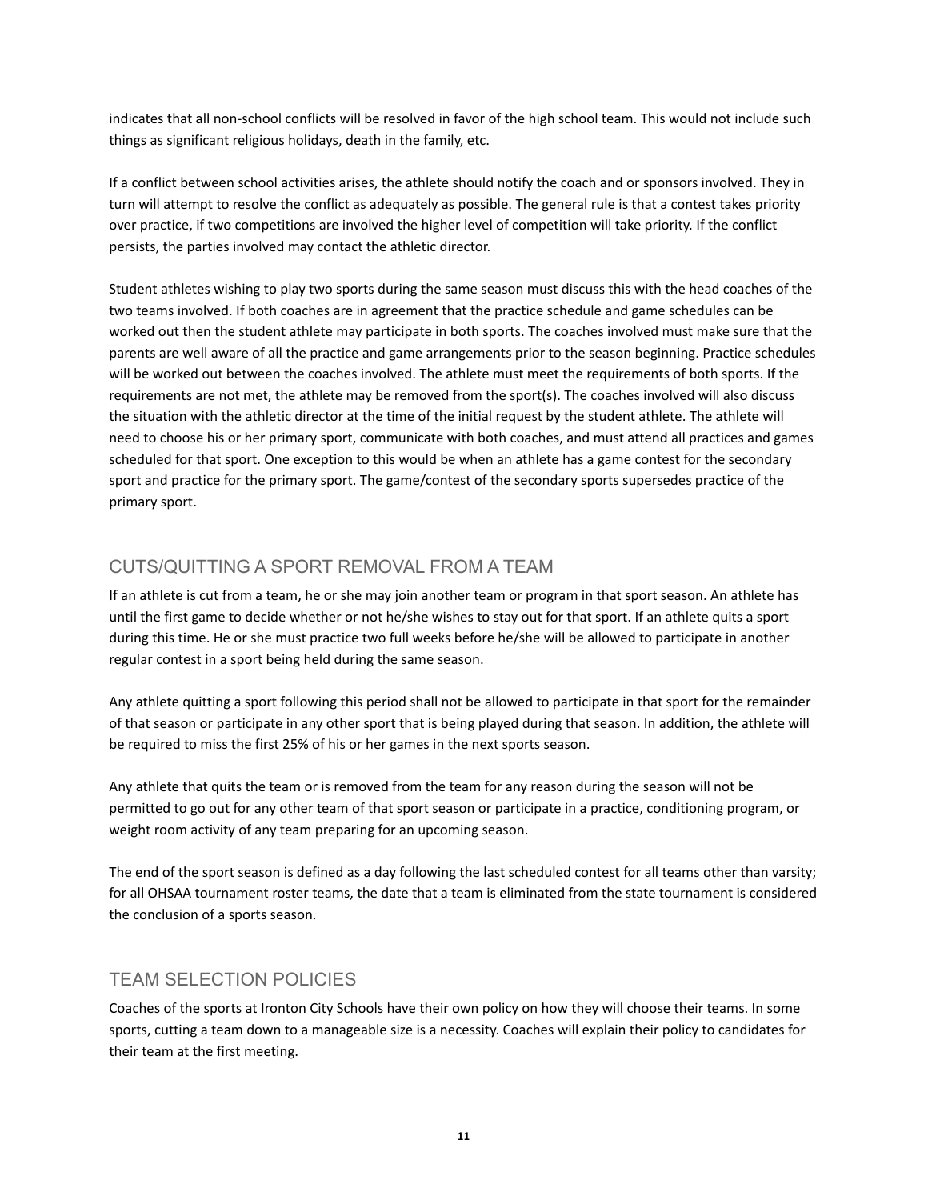indicates that all non-school conflicts will be resolved in favor of the high school team. This would not include such things as significant religious holidays, death in the family, etc.

If a conflict between school activities arises, the athlete should notify the coach and or sponsors involved. They in turn will attempt to resolve the conflict as adequately as possible. The general rule is that a contest takes priority over practice, if two competitions are involved the higher level of competition will take priority. If the conflict persists, the parties involved may contact the athletic director.

Student athletes wishing to play two sports during the same season must discuss this with the head coaches of the two teams involved. If both coaches are in agreement that the practice schedule and game schedules can be worked out then the student athlete may participate in both sports. The coaches involved must make sure that the parents are well aware of all the practice and game arrangements prior to the season beginning. Practice schedules will be worked out between the coaches involved. The athlete must meet the requirements of both sports. If the requirements are not met, the athlete may be removed from the sport(s). The coaches involved will also discuss the situation with the athletic director at the time of the initial request by the student athlete. The athlete will need to choose his or her primary sport, communicate with both coaches, and must attend all practices and games scheduled for that sport. One exception to this would be when an athlete has a game contest for the secondary sport and practice for the primary sport. The game/contest of the secondary sports supersedes practice of the primary sport.

## CUTS/QUITTING A SPORT REMOVAL FROM A TEAM

If an athlete is cut from a team, he or she may join another team or program in that sport season. An athlete has until the first game to decide whether or not he/she wishes to stay out for that sport. If an athlete quits a sport during this time. He or she must practice two full weeks before he/she will be allowed to participate in another regular contest in a sport being held during the same season.

Any athlete quitting a sport following this period shall not be allowed to participate in that sport for the remainder of that season or participate in any other sport that is being played during that season. In addition, the athlete will be required to miss the first 25% of his or her games in the next sports season.

Any athlete that quits the team or is removed from the team for any reason during the season will not be permitted to go out for any other team of that sport season or participate in a practice, conditioning program, or weight room activity of any team preparing for an upcoming season.

The end of the sport season is defined as a day following the last scheduled contest for all teams other than varsity; for all OHSAA tournament roster teams, the date that a team is eliminated from the state tournament is considered the conclusion of a sports season.

## TEAM SELECTION POLICIES

Coaches of the sports at Ironton City Schools have their own policy on how they will choose their teams. In some sports, cutting a team down to a manageable size is a necessity. Coaches will explain their policy to candidates for their team at the first meeting.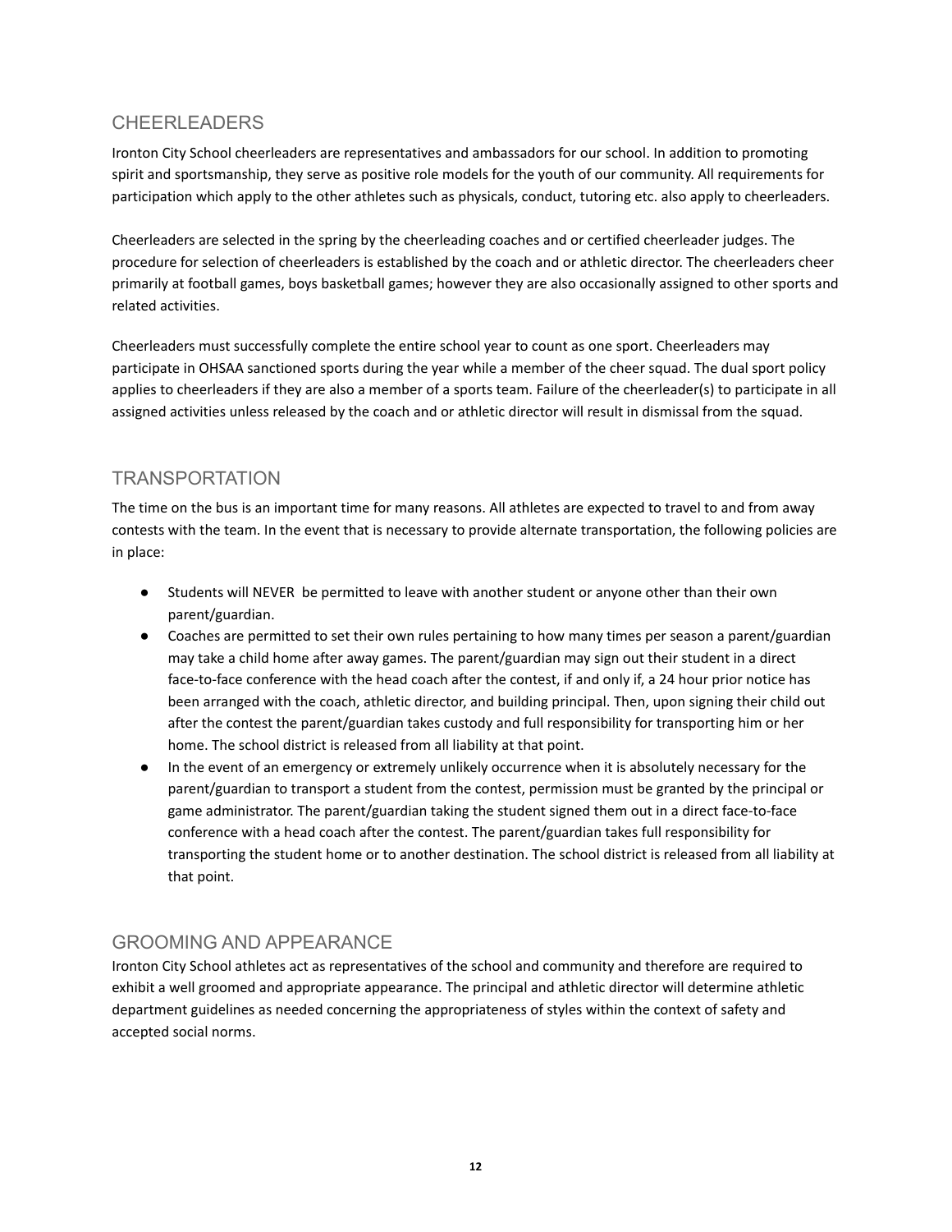## CHEERLEADERS

Ironton City School cheerleaders are representatives and ambassadors for our school. In addition to promoting spirit and sportsmanship, they serve as positive role models for the youth of our community. All requirements for participation which apply to the other athletes such as physicals, conduct, tutoring etc. also apply to cheerleaders.

Cheerleaders are selected in the spring by the cheerleading coaches and or certified cheerleader judges. The procedure for selection of cheerleaders is established by the coach and or athletic director. The cheerleaders cheer primarily at football games, boys basketball games; however they are also occasionally assigned to other sports and related activities.

Cheerleaders must successfully complete the entire school year to count as one sport. Cheerleaders may participate in OHSAA sanctioned sports during the year while a member of the cheer squad. The dual sport policy applies to cheerleaders if they are also a member of a sports team. Failure of the cheerleader(s) to participate in all assigned activities unless released by the coach and or athletic director will result in dismissal from the squad.

## TRANSPORTATION

The time on the bus is an important time for many reasons. All athletes are expected to travel to and from away contests with the team. In the event that is necessary to provide alternate transportation, the following policies are in place:

- Students will NEVER be permitted to leave with another student or anyone other than their own parent/guardian.
- Coaches are permitted to set their own rules pertaining to how many times per season a parent/guardian may take a child home after away games. The parent/guardian may sign out their student in a direct face-to-face conference with the head coach after the contest, if and only if, a 24 hour prior notice has been arranged with the coach, athletic director, and building principal. Then, upon signing their child out after the contest the parent/guardian takes custody and full responsibility for transporting him or her home. The school district is released from all liability at that point.
- In the event of an emergency or extremely unlikely occurrence when it is absolutely necessary for the parent/guardian to transport a student from the contest, permission must be granted by the principal or game administrator. The parent/guardian taking the student signed them out in a direct face-to-face conference with a head coach after the contest. The parent/guardian takes full responsibility for transporting the student home or to another destination. The school district is released from all liability at that point.

## GROOMING AND APPEARANCE

Ironton City School athletes act as representatives of the school and community and therefore are required to exhibit a well groomed and appropriate appearance. The principal and athletic director will determine athletic department guidelines as needed concerning the appropriateness of styles within the context of safety and accepted social norms.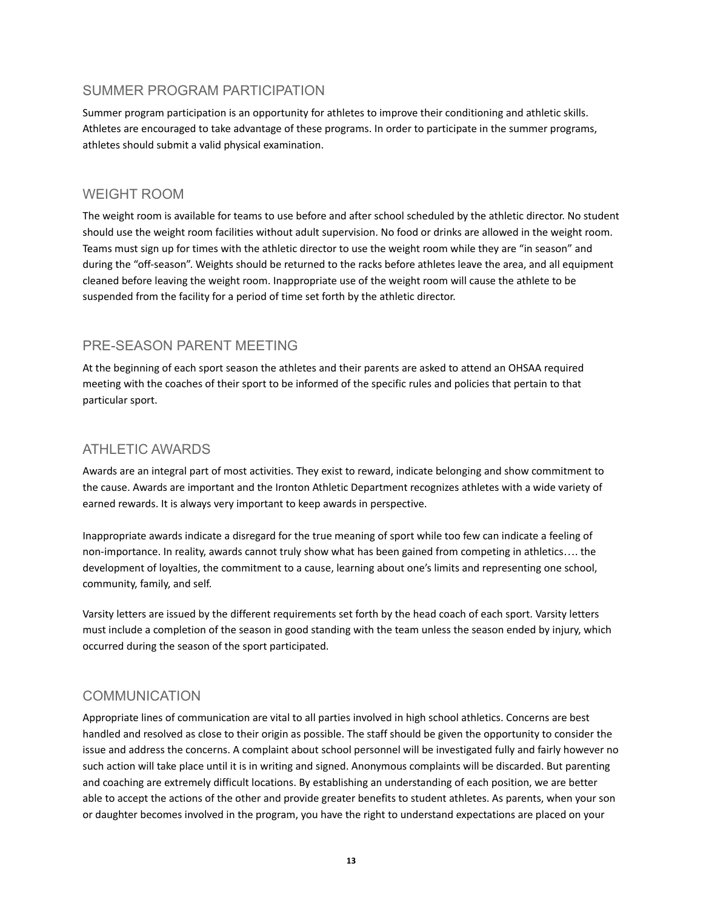## SUMMER PROGRAM PARTICIPATION

Summer program participation is an opportunity for athletes to improve their conditioning and athletic skills. Athletes are encouraged to take advantage of these programs. In order to participate in the summer programs, athletes should submit a valid physical examination.

## WEIGHT ROOM

The weight room is available for teams to use before and after school scheduled by the athletic director. No student should use the weight room facilities without adult supervision. No food or drinks are allowed in the weight room. Teams must sign up for times with the athletic director to use the weight room while they are "in season" and during the "off-season". Weights should be returned to the racks before athletes leave the area, and all equipment cleaned before leaving the weight room. Inappropriate use of the weight room will cause the athlete to be suspended from the facility for a period of time set forth by the athletic director.

## PRE-SEASON PARENT MEETING

At the beginning of each sport season the athletes and their parents are asked to attend an OHSAA required meeting with the coaches of their sport to be informed of the specific rules and policies that pertain to that particular sport.

## ATHLETIC AWARDS

Awards are an integral part of most activities. They exist to reward, indicate belonging and show commitment to the cause. Awards are important and the Ironton Athletic Department recognizes athletes with a wide variety of earned rewards. It is always very important to keep awards in perspective.

Inappropriate awards indicate a disregard for the true meaning of sport while too few can indicate a feeling of non-importance. In reality, awards cannot truly show what has been gained from competing in athletics…. the development of loyalties, the commitment to a cause, learning about one's limits and representing one school, community, family, and self.

Varsity letters are issued by the different requirements set forth by the head coach of each sport. Varsity letters must include a completion of the season in good standing with the team unless the season ended by injury, which occurred during the season of the sport participated.

## COMMUNICATION

Appropriate lines of communication are vital to all parties involved in high school athletics. Concerns are best handled and resolved as close to their origin as possible. The staff should be given the opportunity to consider the issue and address the concerns. A complaint about school personnel will be investigated fully and fairly however no such action will take place until it is in writing and signed. Anonymous complaints will be discarded. But parenting and coaching are extremely difficult locations. By establishing an understanding of each position, we are better able to accept the actions of the other and provide greater benefits to student athletes. As parents, when your son or daughter becomes involved in the program, you have the right to understand expectations are placed on your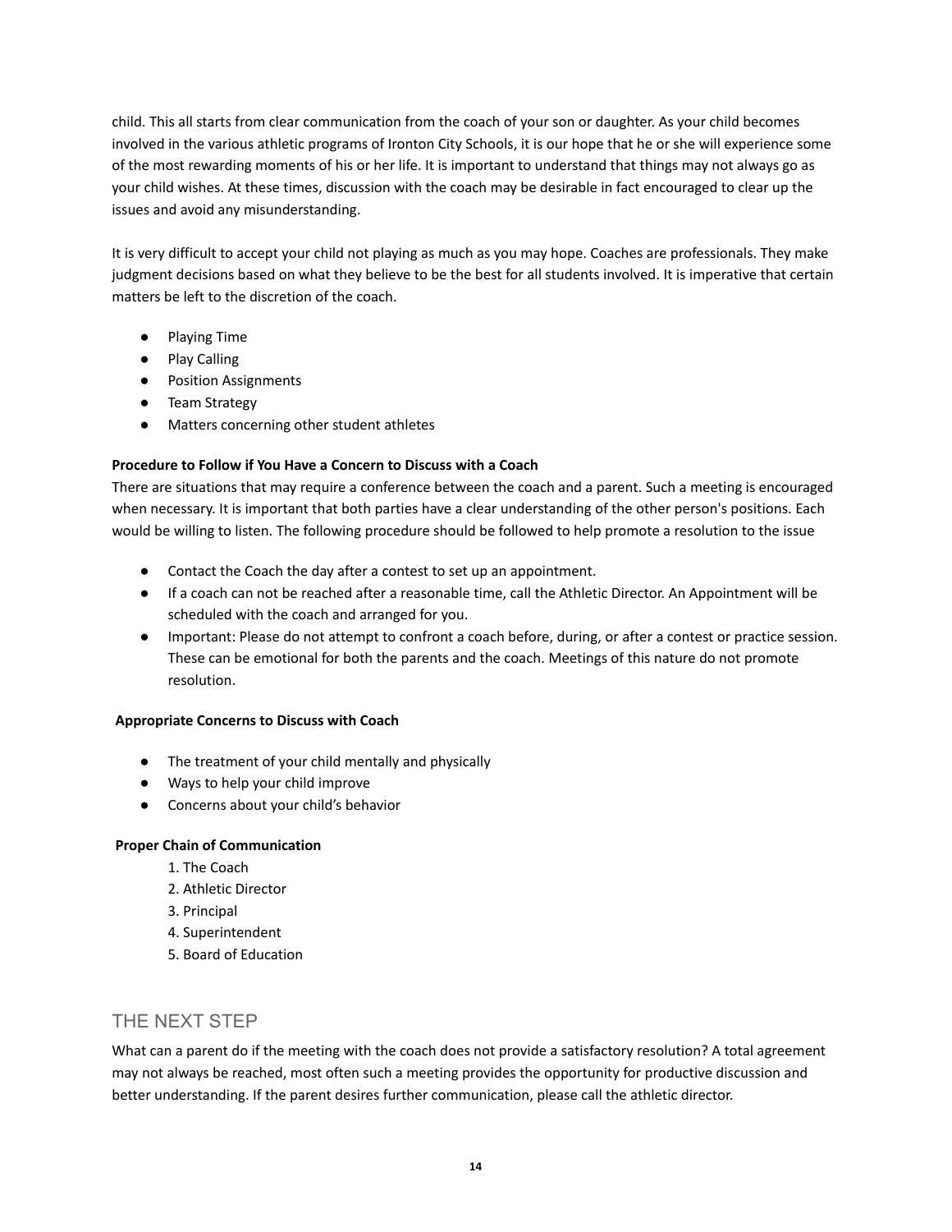child. This all starts from clear communication from the coach of your son or daughter. As your child becomes involved in the various athletic programs of Ironton City Schools, it is our hope that he or she will experience some of the most rewarding moments of his or her life. It is important to understand that things may not always go as your child wishes. At these times, discussion with the coach may be desirable in fact encouraged to clear up the issues and avoid any misunderstanding.

It is very difficult to accept your child not playing as much as you may hope. Coaches are professionals. They make judgment decisions based on what they believe to be the best for all students involved. It is imperative that certain matters be left to the discretion of the coach.

- Playing Time
- Play Calling
- Position Assignments
- Team Strategy
- Matters concerning other student athletes

**Procedure to Follow if You Have a Concern to Discuss with a Coach**

There are situations that may require a conference between the coach and a parent. Such a meeting is encouraged when necessary. It is important that both parties have a clear understanding of the other person's positions. Each would be willing to listen. The following procedure should be followed to help promote a resolution to the issue

- Contact the Coach the day after a contest to set up an appointment.
- If a coach can not be reached after a reasonable time, call the Athletic Director. An Appointment will be scheduled with the coach and arranged for you.
- Important: Please do not attempt to confront a coach before, during, or after a contest or practice session. These can be emotional for both the parents and the coach. Meetings of this nature do not promote resolution.

**Appropriate Concerns to Discuss with Coach**

- The treatment of your child mentally and physically
- Ways to help your child improve
- Concerns about your child's behavior

**Proper Chain of Communication**

1. The Coach
2. Athletic Director
3. Principal
4. Superintendent
5. Board of Education

## THE NEXT STEP

What can a parent do if the meeting with the coach does not provide a satisfactory resolution? A total agreement may not always be reached, most often such a meeting provides the opportunity for productive discussion and better understanding. If the parent desires further communication, please call the athletic director.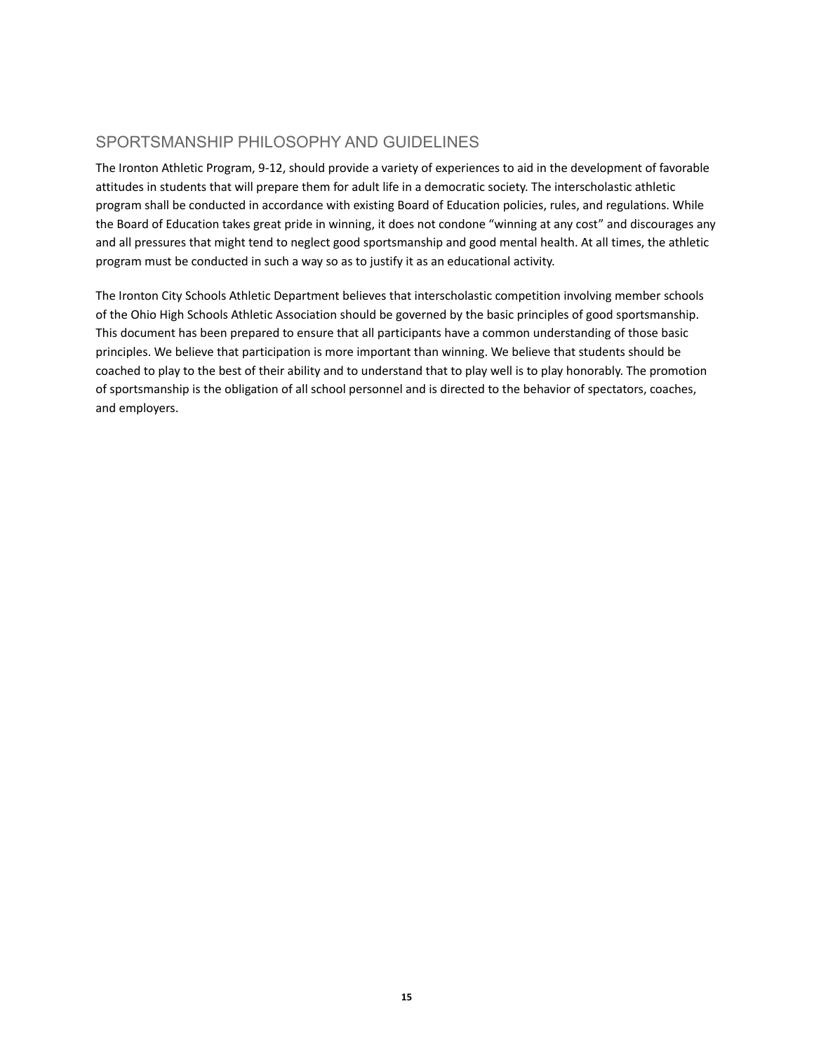## SPORTSMANSHIP PHILOSOPHY AND GUIDELINES

The Ironton Athletic Program, 9-12, should provide a variety of experiences to aid in the development of favorable attitudes in students that will prepare them for adult life in a democratic society. The interscholastic athletic program shall be conducted in accordance with existing Board of Education policies, rules, and regulations. While the Board of Education takes great pride in winning, it does not condone "winning at any cost" and discourages any and all pressures that might tend to neglect good sportsmanship and good mental health. At all times, the athletic program must be conducted in such a way so as to justify it as an educational activity.

The Ironton City Schools Athletic Department believes that interscholastic competition involving member schools of the Ohio High Schools Athletic Association should be governed by the basic principles of good sportsmanship. This document has been prepared to ensure that all participants have a common understanding of those basic principles. We believe that participation is more important than winning. We believe that students should be coached to play to the best of their ability and to understand that to play well is to play honorably. The promotion of sportsmanship is the obligation of all school personnel and is directed to the behavior of spectators, coaches, and employers.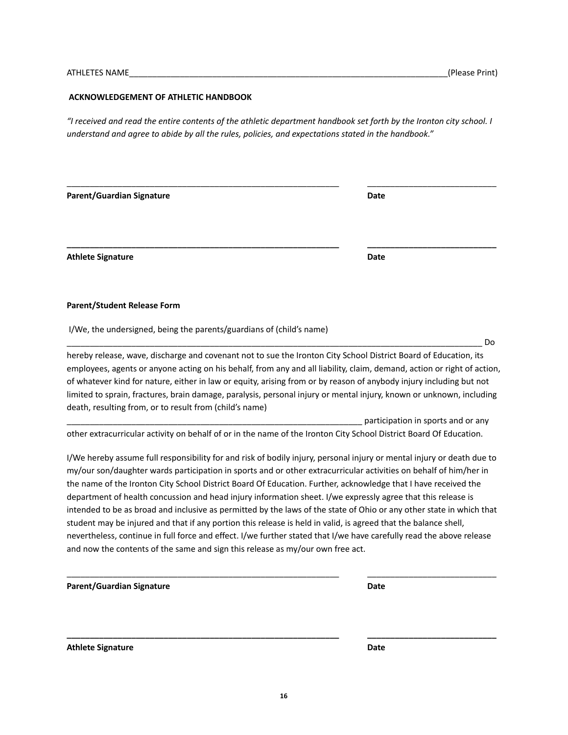ATHLETES NAME________________________________________________________________________(Please Print)

**ACKNOWLEDGEMENT OF ATHLETIC HANDBOOK**

*"I received and read the entire contents of the athletic department handbook set forth by the Ironton city school. I understand and agree to abide by all the rules, policies, and expectations stated in the handbook."*

_____________________________________________________________ ____________________________

**Parent/Guardian Signature** **Date**

_____________________________________________________________ ____________________________

**Athlete Signature** **Date**

**Parent/Student Release Form**

I/We, the undersigned, being the parents/guardians of (child's name) ___________________________________________________________________________________________ Do hereby release, wave, discharge and covenant not to sue the Ironton City School District Board of Education, its employees, agents or anyone acting on his behalf, from any and all liability, claim, demand, action or right of action, of whatever kind for nature, either in law or equity, arising from or by reason of anybody injury including but not limited to sprain, fractures, brain damage, paralysis, personal injury or mental injury, known or unknown, including death, resulting from, or to result from (child's name) _________________________________________________________________ participation in sports and or any other extracurricular activity on behalf of or in the name of the Ironton City School District Board Of Education.

I/We hereby assume full responsibility for and risk of bodily injury, personal injury or mental injury or death due to my/our son/daughter wards participation in sports and or other extracurricular activities on behalf of him/her in the name of the Ironton City School District Board Of Education. Further, acknowledge that I have received the department of health concussion and head injury information sheet. I/we expressly agree that this release is intended to be as broad and inclusive as permitted by the laws of the state of Ohio or any other state in which that student may be injured and that if any portion this release is held in valid, is agreed that the balance shell, nevertheless, continue in full force and effect. I/we further stated that I/we have carefully read the above release and now the contents of the same and sign this release as my/our own free act.

_____________________________________________________________ ____________________________

**Parent/Guardian Signature** **Date**

_____________________________________________________________ ____________________________

**Athlete Signature** **Date**